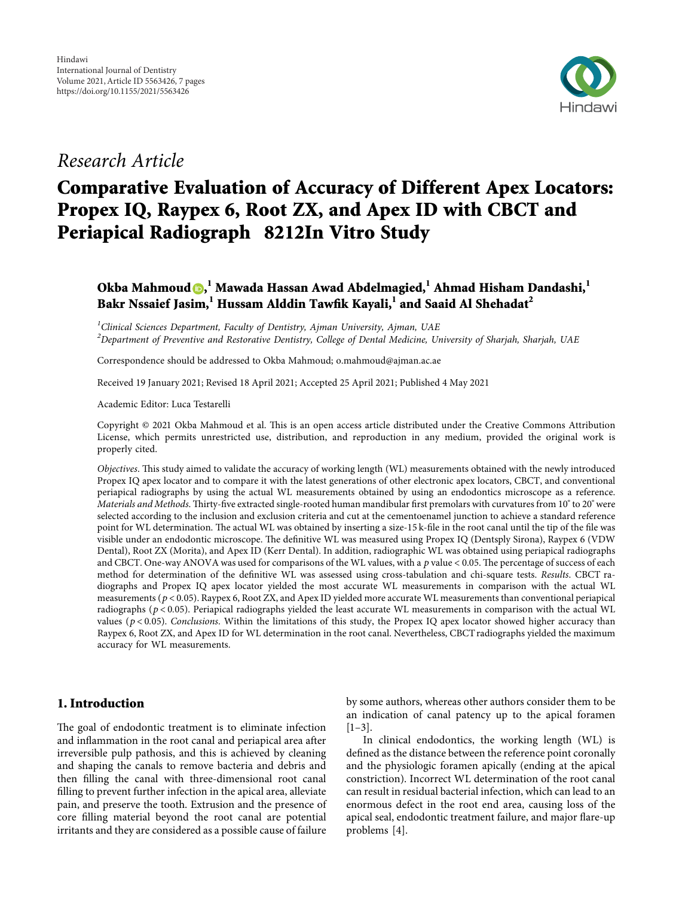Hindawi
International Journal of Dentistry
Volume 2021, Article ID 5563426, 7 pages
https://doi.org/10.1155/2021/5563426

*Research Article*

# Comparative Evaluation of Accuracy of Different Apex Locators: Propex IQ, Raypex 6, Root ZX, and Apex ID with CBCT and Periapical Radiograph 8212In Vitro Study

**Okba Mahmoud,[1] Mawada Hassan Awad Abdelmagied,[1] Ahmad Hisham Dandashi,[1] Bakr Nssaief Jasim,[1] Hussam Alddin Tawfik Kayali,[1] and Saaid Al Shehadat[2]**

[1]*Clinical Sciences Department, Faculty of Dentistry, Ajman University, Ajman, UAE*
[2]*Department of Preventive and Restorative Dentistry, College of Dental Medicine, University of Sharjah, Sharjah, UAE*

Correspondence should be addressed to Okba Mahmoud; o.mahmoud@ajman.ac.ae

Received 19 January 2021; Revised 18 April 2021; Accepted 25 April 2021; Published 4 May 2021

Academic Editor: Luca Testarelli

Copyright © 2021 Okba Mahmoud et al. This is an open access article distributed under the Creative Commons Attribution License, which permits unrestricted use, distribution, and reproduction in any medium, provided the original work is properly cited.

*Objectives*. This study aimed to validate the accuracy of working length (WL) measurements obtained with the newly introduced Propex IQ apex locator and to compare it with the latest generations of other electronic apex locators, CBCT, and conventional periapical radiographs by using the actual WL measurements obtained by using an endodontics microscope as a reference. *Materials and Methods*. Thirty-five extracted single-rooted human mandibular first premolars with curvatures from 10° to 20° were selected according to the inclusion and exclusion criteria and cut at the cementoenamel junction to achieve a standard reference point for WL determination. The actual WL was obtained by inserting a size-15 k-file in the root canal until the tip of the file was visible under an endodontic microscope. The definitive WL was measured using Propex IQ (Dentsply Sirona), Raypex 6 (VDW Dental), Root ZX (Morita), and Apex ID (Kerr Dental). In addition, radiographic WL was obtained using periapical radiographs and CBCT. One-way ANOVA was used for comparisons of the WL values, with a $p$ value < 0.05. The percentage of success of each method for determination of the definitive WL was assessed using cross-tabulation and chi-square tests. *Results*. CBCT radiographs and Propex IQ apex locator yielded the most accurate WL measurements in comparison with the actual WL measurements ($p < 0.05$). Raypex 6, Root ZX, and Apex ID yielded more accurate WL measurements than conventional periapical radiographs ($p < 0.05$). Periapical radiographs yielded the least accurate WL measurements in comparison with the actual WL values ($p < 0.05$). *Conclusions*. Within the limitations of this study, the Propex IQ apex locator showed higher accuracy than Raypex 6, Root ZX, and Apex ID for WL determination in the root canal. Nevertheless, CBCT radiographs yielded the maximum accuracy for WL measurements.

## 1. Introduction

The goal of endodontic treatment is to eliminate infection and inflammation in the root canal and periapical area after irreversible pulp pathosis, and this is achieved by cleaning and shaping the canals to remove bacteria and debris and then filling the canal with three-dimensional root canal filling to prevent further infection in the apical area, alleviate pain, and preserve the tooth. Extrusion and the presence of core filling material beyond the root canal are potential irritants and they are considered as a possible cause of failure by some authors, whereas other authors consider them to be an indication of canal patency up to the apical foramen [1–3].

In clinical endodontics, the working length (WL) is defined as the distance between the reference point coronally and the physiologic foramen apically (ending at the apical constriction). Incorrect WL determination of the root canal can result in residual bacterial infection, which can lead to an enormous defect in the root end area, causing loss of the apical seal, endodontic treatment failure, and major flare-up problems [4].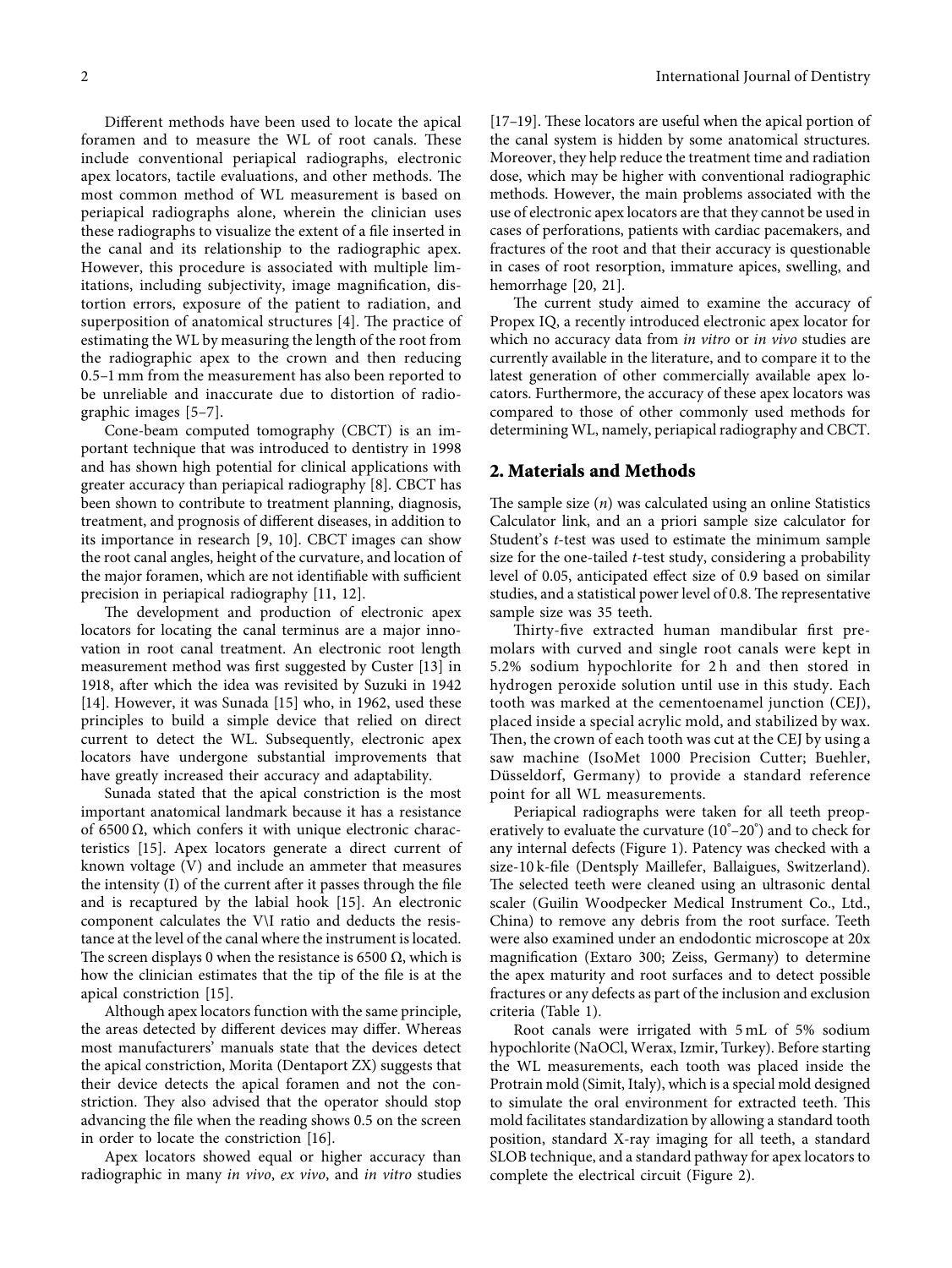Different methods have been used to locate the apical foramen and to measure the WL of root canals. These include conventional periapical radiographs, electronic apex locators, tactile evaluations, and other methods. The most common method of WL measurement is based on periapical radiographs alone, wherein the clinician uses these radiographs to visualize the extent of a file inserted in the canal and its relationship to the radiographic apex. However, this procedure is associated with multiple limitations, including subjectivity, image magnification, distortion errors, exposure of the patient to radiation, and superposition of anatomical structures [4]. The practice of estimating the WL by measuring the length of the root from the radiographic apex to the crown and then reducing 0.5–1 mm from the measurement has also been reported to be unreliable and inaccurate due to distortion of radiographic images [5–7].

Cone-beam computed tomography (CBCT) is an important technique that was introduced to dentistry in 1998 and has shown high potential for clinical applications with greater accuracy than periapical radiography [8]. CBCT has been shown to contribute to treatment planning, diagnosis, treatment, and prognosis of different diseases, in addition to its importance in research [9, 10]. CBCT images can show the root canal angles, height of the curvature, and location of the major foramen, which are not identifiable with sufficient precision in periapical radiography [11, 12].

The development and production of electronic apex locators for locating the canal terminus are a major innovation in root canal treatment. An electronic root length measurement method was first suggested by Custer [13] in 1918, after which the idea was revisited by Suzuki in 1942 [14]. However, it was Sunada [15] who, in 1962, used these principles to build a simple device that relied on direct current to detect the WL. Subsequently, electronic apex locators have undergone substantial improvements that have greatly increased their accuracy and adaptability.

Sunada stated that the apical constriction is the most important anatomical landmark because it has a resistance of 6500 Ω, which confers it with unique electronic characteristics [15]. Apex locators generate a direct current of known voltage (V) and include an ammeter that measures the intensity (I) of the current after it passes through the file and is recaptured by the labial hook [15]. An electronic component calculates the V\I ratio and deducts the resistance at the level of the canal where the instrument is located. The screen displays 0 when the resistance is 6500 Ω, which is how the clinician estimates that the tip of the file is at the apical constriction [15].

Although apex locators function with the same principle, the areas detected by different devices may differ. Whereas most manufacturers' manuals state that the devices detect the apical constriction, Morita (Dentaport ZX) suggests that their device detects the apical foramen and not the constriction. They also advised that the operator should stop advancing the file when the reading shows 0.5 on the screen in order to locate the constriction [16].

Apex locators showed equal or higher accuracy than radiographic in many *in vivo*, *ex vivo*, and *in vitro* studies [17–19]. These locators are useful when the apical portion of the canal system is hidden by some anatomical structures. Moreover, they help reduce the treatment time and radiation dose, which may be higher with conventional radiographic methods. However, the main problems associated with the use of electronic apex locators are that they cannot be used in cases of perforations, patients with cardiac pacemakers, and fractures of the root and that their accuracy is questionable in cases of root resorption, immature apices, swelling, and hemorrhage [20, 21].

The current study aimed to examine the accuracy of Propex IQ, a recently introduced electronic apex locator for which no accuracy data from *in vitro* or *in vivo* studies are currently available in the literature, and to compare it to the latest generation of other commercially available apex locators. Furthermore, the accuracy of these apex locators was compared to those of other commonly used methods for determining WL, namely, periapical radiography and CBCT.

## 2. Materials and Methods

The sample size ($n$) was calculated using an online Statistics Calculator link, and an a priori sample size calculator for Student's $t$-test was used to estimate the minimum sample size for the one-tailed $t$-test study, considering a probability level of 0.05, anticipated effect size of 0.9 based on similar studies, and a statistical power level of 0.8. The representative sample size was 35 teeth.

Thirty-five extracted human mandibular first premolars with curved and single root canals were kept in 5.2% sodium hypochlorite for 2 h and then stored in hydrogen peroxide solution until use in this study. Each tooth was marked at the cementoenamel junction (CEJ), placed inside a special acrylic mold, and stabilized by wax. Then, the crown of each tooth was cut at the CEJ by using a saw machine (IsoMet 1000 Precision Cutter; Buehler, Düsseldorf, Germany) to provide a standard reference point for all WL measurements.

Periapical radiographs were taken for all teeth preoperatively to evaluate the curvature ($10^{\circ}$–$20^{\circ}$) and to check for any internal defects (Figure 1). Patency was checked with a size-10 k-file (Dentsply Maillefer, Ballaigues, Switzerland). The selected teeth were cleaned using an ultrasonic dental scaler (Guilin Woodpecker Medical Instrument Co., Ltd., China) to remove any debris from the root surface. Teeth were also examined under an endodontic microscope at 20x magnification (Extaro 300; Zeiss, Germany) to determine the apex maturity and root surfaces and to detect possible fractures or any defects as part of the inclusion and exclusion criteria (Table 1).

Root canals were irrigated with 5 mL of 5% sodium hypochlorite (NaOCl, Werax, Izmir, Turkey). Before starting the WL measurements, each tooth was placed inside the Protrain mold (Simit, Italy), which is a special mold designed to simulate the oral environment for extracted teeth. This mold facilitates standardization by allowing a standard tooth position, standard X-ray imaging for all teeth, a standard SLOB technique, and a standard pathway for apex locators to complete the electrical circuit (Figure 2).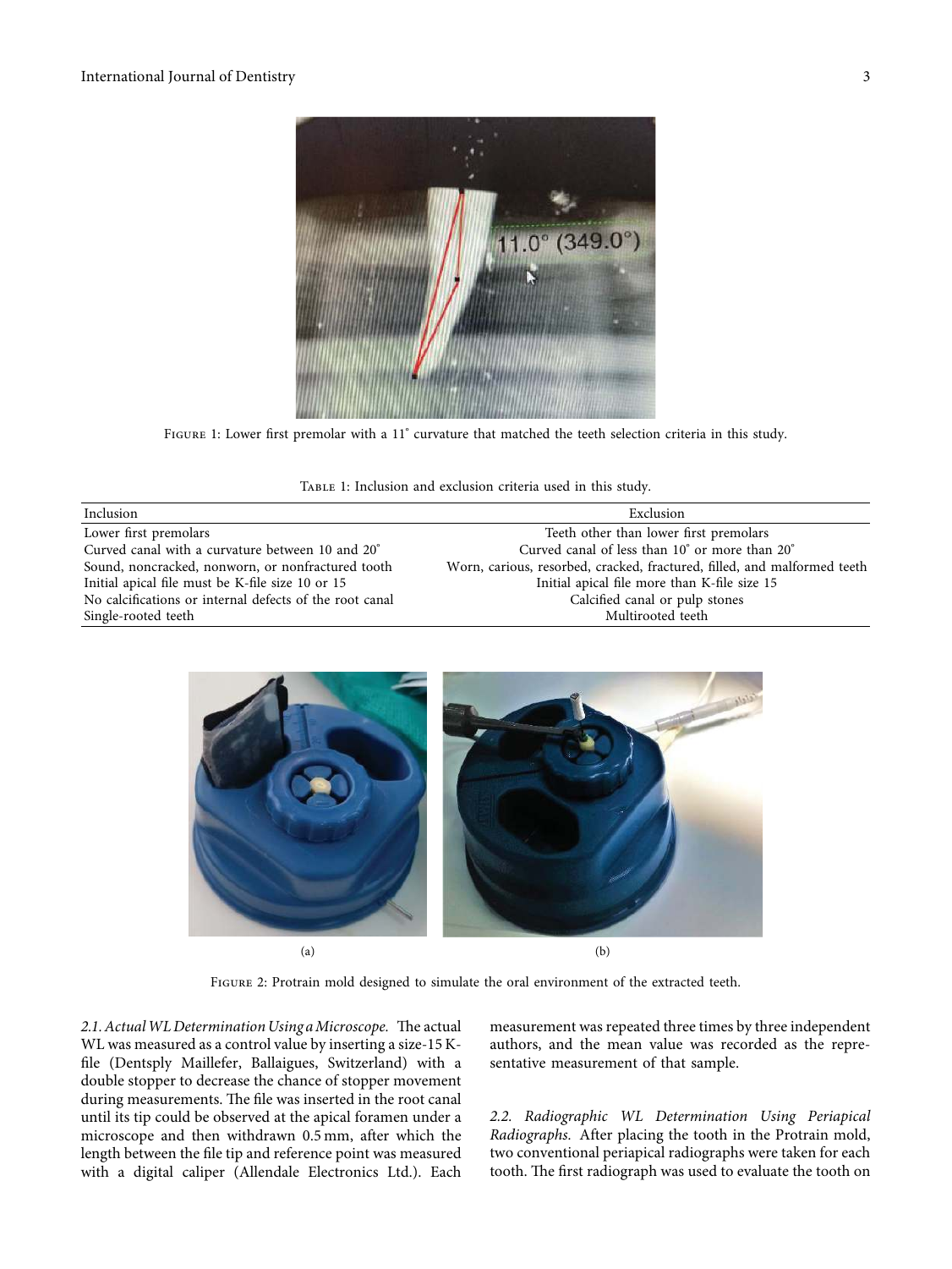Figure 1: Lower first premolar with a 11° curvature that matched the teeth selection criteria in this study.

Table 1: Inclusion and exclusion criteria used in this study.

| Inclusion | Exclusion |
|---|---|
| Lower first premolars | Teeth other than lower first premolars |
| Curved canal with a curvature between 10 and 20° | Curved canal of less than 10° or more than 20° |
| Sound, noncracked, nonworn, or nonfractured tooth | Worn, carious, resorbed, cracked, fractured, filled, and malformed teeth |
| Initial apical file must be K-file size 10 or 15 | Initial apical file more than K-file size 15 |
| No calcifications or internal defects of the root canal | Calcified canal or pulp stones |
| Single-rooted teeth | Multirooted teeth |

Figure 2: Protrain mold designed to simulate the oral environment of the extracted teeth.

*2.1. Actual WL Determination Using a Microscope.* The actual WL was measured as a control value by inserting a size-15 K-file (Dentsply Maillefer, Ballaigues, Switzerland) with a double stopper to decrease the chance of stopper movement during measurements. The file was inserted in the root canal until its tip could be observed at the apical foramen under a microscope and then withdrawn 0.5 mm, after which the length between the file tip and reference point was measured with a digital caliper (Allendale Electronics Ltd.). Each measurement was repeated three times by three independent authors, and the mean value was recorded as the representative measurement of that sample.

*2.2. Radiographic WL Determination Using Periapical Radiographs.* After placing the tooth in the Protrain mold, two conventional periapical radiographs were taken for each tooth. The first radiograph was used to evaluate the tooth on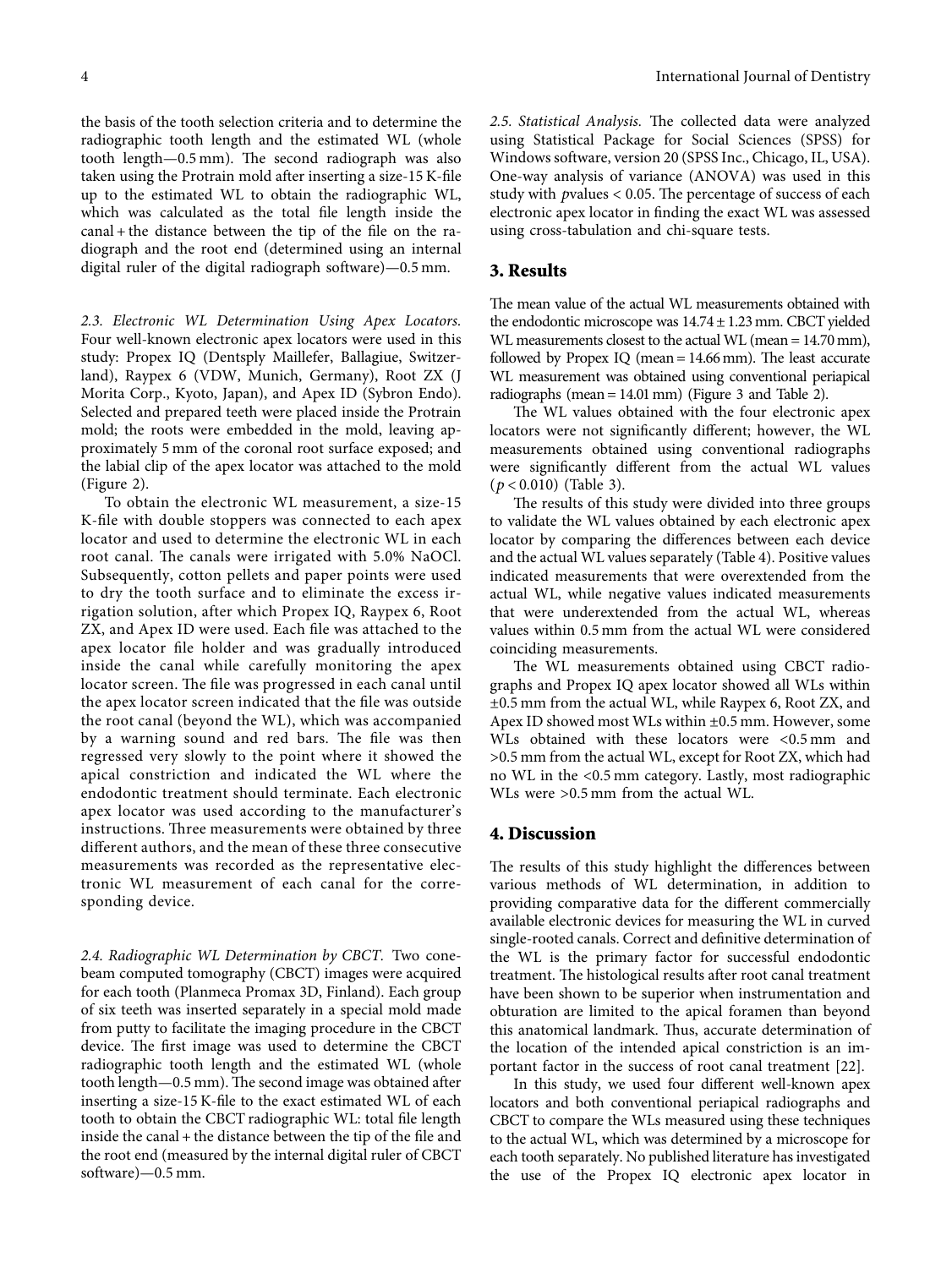the basis of the tooth selection criteria and to determine the radiographic tooth length and the estimated WL (whole tooth length—0.5 mm). The second radiograph was also taken using the Protrain mold after inserting a size-15 K-file up to the estimated WL to obtain the radiographic WL, which was calculated as the total file length inside the canal + the distance between the tip of the file on the radiograph and the root end (determined using an internal digital ruler of the digital radiograph software)—0.5 mm.

*2.3. Electronic WL Determination Using Apex Locators.* Four well-known electronic apex locators were used in this study: Propex IQ (Dentsply Maillefer, Ballagiue, Switzerland), Raypex 6 (VDW, Munich, Germany), Root ZX (J Morita Corp., Kyoto, Japan), and Apex ID (Sybron Endo). Selected and prepared teeth were placed inside the Protrain mold; the roots were embedded in the mold, leaving approximately 5 mm of the coronal root surface exposed; and the labial clip of the apex locator was attached to the mold (Figure 2).

To obtain the electronic WL measurement, a size-15 K-file with double stoppers was connected to each apex locator and used to determine the electronic WL in each root canal. The canals were irrigated with 5.0% NaOCl. Subsequently, cotton pellets and paper points were used to dry the tooth surface and to eliminate the excess irrigation solution, after which Propex IQ, Raypex 6, Root ZX, and Apex ID were used. Each file was attached to the apex locator file holder and was gradually introduced inside the canal while carefully monitoring the apex locator screen. The file was progressed in each canal until the apex locator screen indicated that the file was outside the root canal (beyond the WL), which was accompanied by a warning sound and red bars. The file was then regressed very slowly to the point where it showed the apical constriction and indicated the WL where the endodontic treatment should terminate. Each electronic apex locator was used according to the manufacturer's instructions. Three measurements were obtained by three different authors, and the mean of these three consecutive measurements was recorded as the representative electronic WL measurement of each canal for the corresponding device.

*2.4. Radiographic WL Determination by CBCT.* Two cone-beam computed tomography (CBCT) images were acquired for each tooth (Planmeca Promax 3D, Finland). Each group of six teeth was inserted separately in a special mold made from putty to facilitate the imaging procedure in the CBCT device. The first image was used to determine the CBCT radiographic tooth length and the estimated WL (whole tooth length—0.5 mm). The second image was obtained after inserting a size-15 K-file to the exact estimated WL of each tooth to obtain the CBCT radiographic WL: total file length inside the canal + the distance between the tip of the file and the root end (measured by the internal digital ruler of CBCT software)—0.5 mm.

*2.5. Statistical Analysis.* The collected data were analyzed using Statistical Package for Social Sciences (SPSS) for Windows software, version 20 (SPSS Inc., Chicago, IL, USA). One-way analysis of variance (ANOVA) was used in this study with $p$values $< 0.05$. The percentage of success of each electronic apex locator in finding the exact WL was assessed using cross-tabulation and chi-square tests.

## 3. Results

The mean value of the actual WL measurements obtained with the endodontic microscope was $14.74 \pm 1.23$ mm. CBCT yielded WL measurements closest to the actual WL (mean = 14.70 mm), followed by Propex IQ (mean = 14.66 mm). The least accurate WL measurement was obtained using conventional periapical radiographs (mean = 14.01 mm) (Figure 3 and Table 2).

The WL values obtained with the four electronic apex locators were not significantly different; however, the WL measurements obtained using conventional radiographs were significantly different from the actual WL values ($p < 0.010$) (Table 3).

The results of this study were divided into three groups to validate the WL values obtained by each electronic apex locator by comparing the differences between each device and the actual WL values separately (Table 4). Positive values indicated measurements that were overextended from the actual WL, while negative values indicated measurements that were underextended from the actual WL, whereas values within 0.5 mm from the actual WL were considered coinciding measurements.

The WL measurements obtained using CBCT radiographs and Propex IQ apex locator showed all WLs within $\pm 0.5$ mm from the actual WL, while Raypex 6, Root ZX, and Apex ID showed most WLs within $\pm 0.5$ mm. However, some WLs obtained with these locators were $<0.5$ mm and $>0.5$ mm from the actual WL, except for Root ZX, which had no WL in the $<0.5$ mm category. Lastly, most radiographic WLs were $>0.5$ mm from the actual WL.

## 4. Discussion

The results of this study highlight the differences between various methods of WL determination, in addition to providing comparative data for the different commercially available electronic devices for measuring the WL in curved single-rooted canals. Correct and definitive determination of the WL is the primary factor for successful endodontic treatment. The histological results after root canal treatment have been shown to be superior when instrumentation and obturation are limited to the apical foramen than beyond this anatomical landmark. Thus, accurate determination of the location of the intended apical constriction is an important factor in the success of root canal treatment [22].

In this study, we used four different well-known apex locators and both conventional periapical radiographs and CBCT to compare the WLs measured using these techniques to the actual WL, which was determined by a microscope for each tooth separately. No published literature has investigated the use of the Propex IQ electronic apex locator in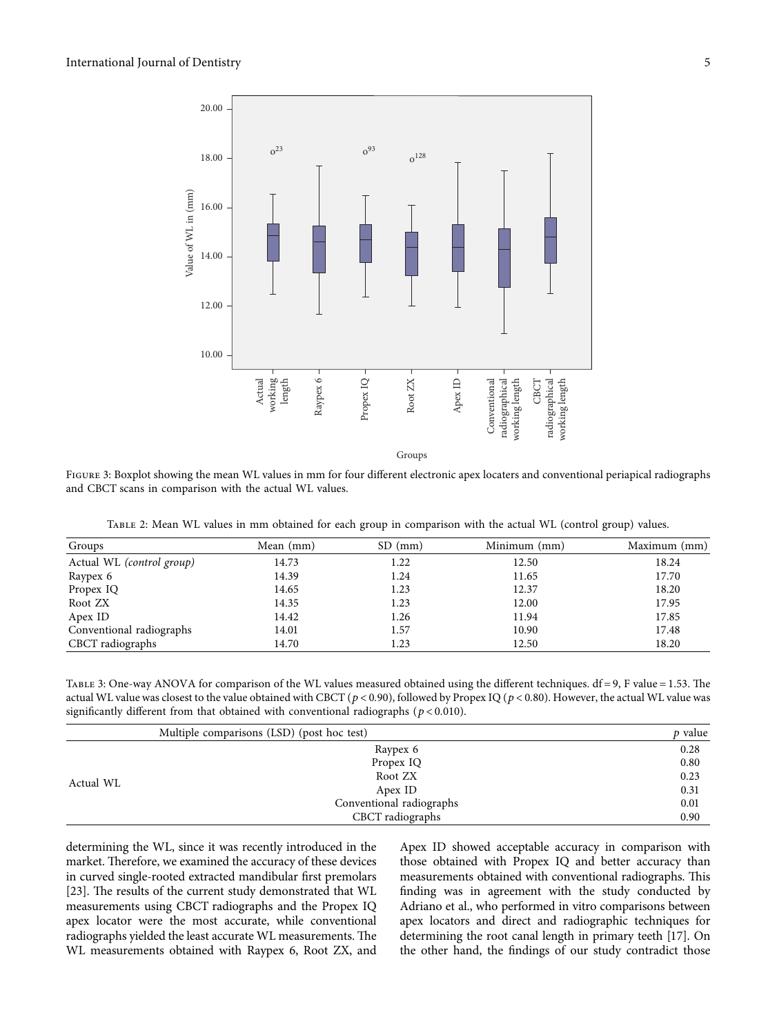Figure 3: Boxplot showing the mean WL values in mm for four different electronic apex locaters and conventional periapical radiographs and CBCT scans in comparison with the actual WL values.

Table 2: Mean WL values in mm obtained for each group in comparison with the actual WL (control group) values.

| Groups | Mean (mm) | SD (mm) | Minimum (mm) | Maximum (mm) |
|---|---|---|---|---|
| Actual WL *(control group)* | 14.73 | 1.22 | 12.50 | 18.24 |
| Raypex 6 | 14.39 | 1.24 | 11.65 | 17.70 |
| Propex IQ | 14.65 | 1.23 | 12.37 | 18.20 |
| Root ZX | 14.35 | 1.23 | 12.00 | 17.95 |
| Apex ID | 14.42 | 1.26 | 11.94 | 17.85 |
| Conventional radiographs | 14.01 | 1.57 | 10.90 | 17.48 |
| CBCT radiographs | 14.70 | 1.23 | 12.50 | 18.20 |

Table 3: One-way ANOVA for comparison of the WL values measured obtained using the different techniques. df = 9, F value = 1.53. The actual WL value was closest to the value obtained with CBCT ($p < 0.90$), followed by Propex IQ ($p < 0.80$). However, the actual WL value was significantly different from that obtained with conventional radiographs ($p < 0.010$).

| Multiple comparisons (LSD) (post hoc test) | | $p$ value |
|---|---|---|
| Actual WL | Raypex 6 | 0.28 |
| | Propex IQ | 0.80 |
| | Root ZX | 0.23 |
| | Apex ID | 0.31 |
| | Conventional radiographs | 0.01 |
| | CBCT radiographs | 0.90 |

determining the WL, since it was recently introduced in the market. Therefore, we examined the accuracy of these devices in curved single-rooted extracted mandibular first premolars [23]. The results of the current study demonstrated that WL measurements using CBCT radiographs and the Propex IQ apex locator were the most accurate, while conventional radiographs yielded the least accurate WL measurements. The WL measurements obtained with Raypex 6, Root ZX, and Apex ID showed acceptable accuracy in comparison with those obtained with Propex IQ and better accuracy than measurements obtained with conventional radiographs. This finding was in agreement with the study conducted by Adriano et al., who performed in vitro comparisons between apex locators and direct and radiographic techniques for determining the root canal length in primary teeth [17]. On the other hand, the findings of our study contradict those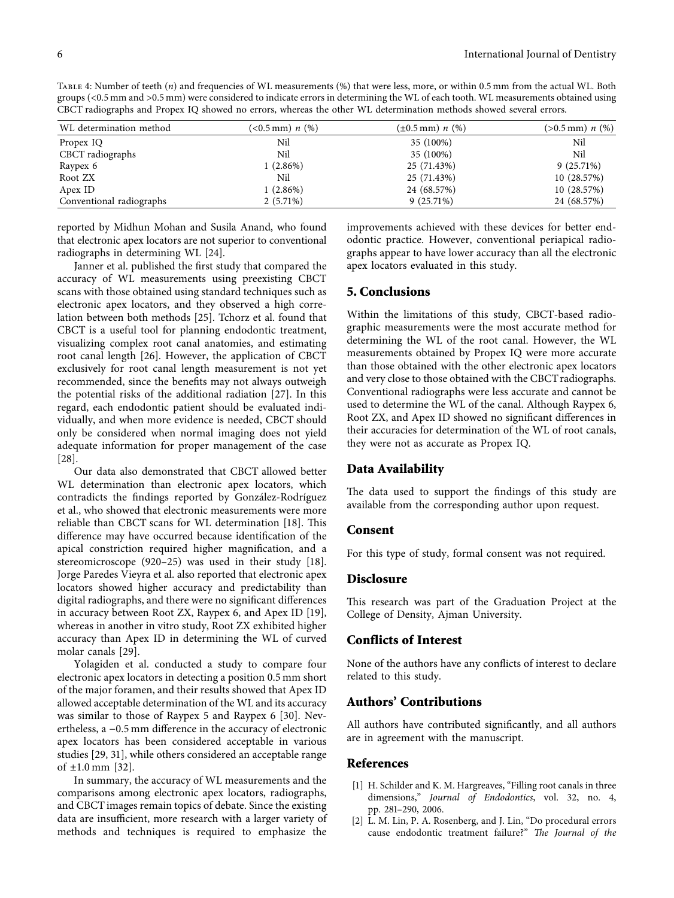Table 4: Number of teeth ($n$) and frequencies of WL measurements (%) that were less, more, or within 0.5 mm from the actual WL. Both groups (<0.5 mm and >0.5 mm) were considered to indicate errors in determining the WL of each tooth. WL measurements obtained using CBCT radiographs and Propex IQ showed no errors, whereas the other WL determination methods showed several errors.

| WL determination method | (<0.5 mm) $n$ (%) | (±0.5 mm) $n$ (%) | (>0.5 mm) $n$ (%) |
|---|---|---|---|
| Propex IQ | Nil | 35 (100%) | Nil |
| CBCT radiographs | Nil | 35 (100%) | Nil |
| Raypex 6 | 1 (2.86%) | 25 (71.43%) | 9 (25.71%) |
| Root ZX | Nil | 25 (71.43%) | 10 (28.57%) |
| Apex ID | 1 (2.86%) | 24 (68.57%) | 10 (28.57%) |
| Conventional radiographs | 2 (5.71%) | 9 (25.71%) | 24 (68.57%) |

reported by Midhun Mohan and Susila Anand, who found that electronic apex locators are not superior to conventional radiographs in determining WL [24].

Janner et al. published the first study that compared the accuracy of WL measurements using preexisting CBCT scans with those obtained using standard techniques such as electronic apex locators, and they observed a high correlation between both methods [25]. Tchorz et al. found that CBCT is a useful tool for planning endodontic treatment, visualizing complex root canal anatomies, and estimating root canal length [26]. However, the application of CBCT exclusively for root canal length measurement is not yet recommended, since the benefits may not always outweigh the potential risks of the additional radiation [27]. In this regard, each endodontic patient should be evaluated individually, and when more evidence is needed, CBCT should only be considered when normal imaging does not yield adequate information for proper management of the case [28].

Our data also demonstrated that CBCT allowed better WL determination than electronic apex locators, which contradicts the findings reported by González-Rodríguez et al., who showed that electronic measurements were more reliable than CBCT scans for WL determination [18]. This difference may have occurred because identification of the apical constriction required higher magnification, and a stereomicroscope (920–25) was used in their study [18]. Jorge Paredes Vieyra et al. also reported that electronic apex locators showed higher accuracy and predictability than digital radiographs, and there were no significant differences in accuracy between Root ZX, Raypex 6, and Apex ID [19], whereas in another in vitro study, Root ZX exhibited higher accuracy than Apex ID in determining the WL of curved molar canals [29].

Yolagiden et al. conducted a study to compare four electronic apex locators in detecting a position 0.5 mm short of the major foramen, and their results showed that Apex ID allowed acceptable determination of the WL and its accuracy was similar to those of Raypex 5 and Raypex 6 [30]. Nevertheless, a −0.5 mm difference in the accuracy of electronic apex locators has been considered acceptable in various studies [29, 31], while others considered an acceptable range of ±1.0 mm [32].

In summary, the accuracy of WL measurements and the comparisons among electronic apex locators, radiographs, and CBCT images remain topics of debate. Since the existing data are insufficient, more research with a larger variety of methods and techniques is required to emphasize the improvements achieved with these devices for better endodontic practice. However, conventional periapical radiographs appear to have lower accuracy than all the electronic apex locators evaluated in this study.

## 5. Conclusions

Within the limitations of this study, CBCT-based radiographic measurements were the most accurate method for determining the WL of the root canal. However, the WL measurements obtained by Propex IQ were more accurate than those obtained with the other electronic apex locators and very close to those obtained with the CBCT radiographs. Conventional radiographs were less accurate and cannot be used to determine the WL of the canal. Although Raypex 6, Root ZX, and Apex ID showed no significant differences in their accuracies for determination of the WL of root canals, they were not as accurate as Propex IQ.

## Data Availability

The data used to support the findings of this study are available from the corresponding author upon request.

## Consent

For this type of study, formal consent was not required.

## Disclosure

This research was part of the Graduation Project at the College of Density, Ajman University.

## Conflicts of Interest

None of the authors have any conflicts of interest to declare related to this study.

## Authors' Contributions

All authors have contributed significantly, and all authors are in agreement with the manuscript.

## References

[1] H. Schilder and K. M. Hargreaves, "Filling root canals in three dimensions," *Journal of Endodontics*, vol. 32, no. 4, pp. 281–290, 2006.

[2] L. M. Lin, P. A. Rosenberg, and J. Lin, "Do procedural errors cause endodontic treatment failure?" *The Journal of the*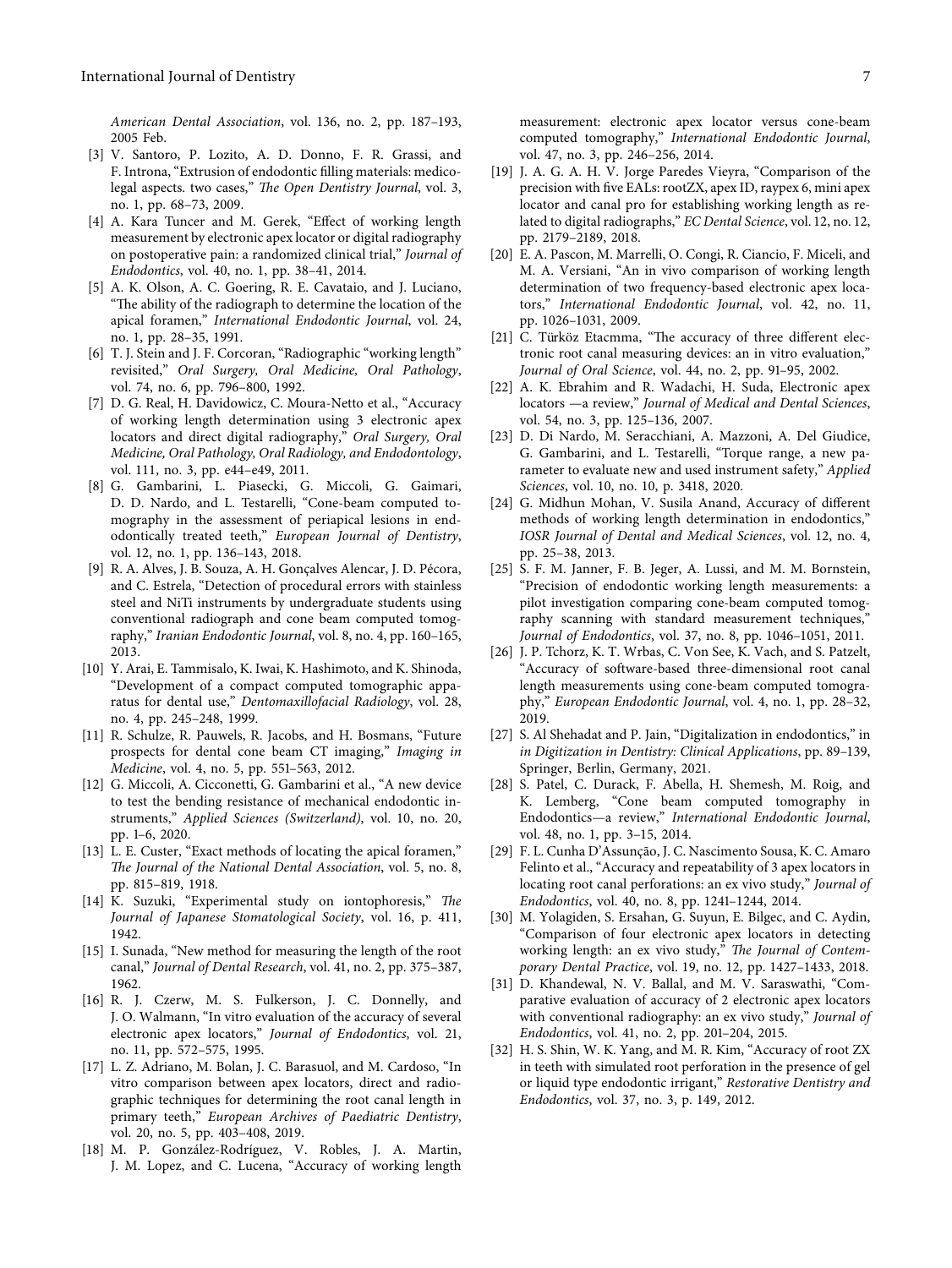*American Dental Association*, vol. 136, no. 2, pp. 187–193, 2005 Feb.

[3] V. Santoro, P. Lozito, A. D. Donno, F. R. Grassi, and F. Introna, "Extrusion of endodontic filling materials: medico-legal aspects. two cases," *The Open Dentistry Journal*, vol. 3, no. 1, pp. 68–73, 2009.

[4] A. Kara Tuncer and M. Gerek, "Effect of working length measurement by electronic apex locator or digital radiography on postoperative pain: a randomized clinical trial," *Journal of Endodontics*, vol. 40, no. 1, pp. 38–41, 2014.

[5] A. K. Olson, A. C. Goering, R. E. Cavataio, and J. Luciano, "The ability of the radiograph to determine the location of the apical foramen," *International Endodontic Journal*, vol. 24, no. 1, pp. 28–35, 1991.

[6] T. J. Stein and J. F. Corcoran, "Radiographic "working length" revisited," *Oral Surgery, Oral Medicine, Oral Pathology*, vol. 74, no. 6, pp. 796–800, 1992.

[7] D. G. Real, H. Davidowicz, C. Moura-Netto et al., "Accuracy of working length determination using 3 electronic apex locators and direct digital radiography," *Oral Surgery, Oral Medicine, Oral Pathology, Oral Radiology, and Endodontology*, vol. 111, no. 3, pp. e44–e49, 2011.

[8] G. Gambarini, L. Piasecki, G. Miccoli, G. Gaimari, D. D. Nardo, and L. Testarelli, "Cone-beam computed tomography in the assessment of periapical lesions in endodontically treated teeth," *European Journal of Dentistry*, vol. 12, no. 1, pp. 136–143, 2018.

[9] R. A. Alves, J. B. Souza, A. H. Gonçalves Alencar, J. D. Pécora, and C. Estrela, "Detection of procedural errors with stainless steel and NiTi instruments by undergraduate students using conventional radiograph and cone beam computed tomography," *Iranian Endodontic Journal*, vol. 8, no. 4, pp. 160–165, 2013.

[10] Y. Arai, E. Tammisalo, K. Iwai, K. Hashimoto, and K. Shinoda, "Development of a compact computed tomographic apparatus for dental use," *Dentomaxillofacial Radiology*, vol. 28, no. 4, pp. 245–248, 1999.

[11] R. Schulze, R. Pauwels, R. Jacobs, and H. Bosmans, "Future prospects for dental cone beam CT imaging," *Imaging in Medicine*, vol. 4, no. 5, pp. 551–563, 2012.

[12] G. Miccoli, A. Cicconetti, G. Gambarini et al., "A new device to test the bending resistance of mechanical endodontic instruments," *Applied Sciences (Switzerland)*, vol. 10, no. 20, pp. 1–6, 2020.

[13] L. E. Custer, "Exact methods of locating the apical foramen," *The Journal of the National Dental Association*, vol. 5, no. 8, pp. 815–819, 1918.

[14] K. Suzuki, "Experimental study on iontophoresis," *The Journal of Japanese Stomatological Society*, vol. 16, p. 411, 1942.

[15] I. Sunada, "New method for measuring the length of the root canal," *Journal of Dental Research*, vol. 41, no. 2, pp. 375–387, 1962.

[16] R. J. Czerw, M. S. Fulkerson, J. C. Donnelly, and J. O. Walmann, "In vitro evaluation of the accuracy of several electronic apex locators," *Journal of Endodontics*, vol. 21, no. 11, pp. 572–575, 1995.

[17] L. Z. Adriano, M. Bolan, J. C. Barasuol, and M. Cardoso, "In vitro comparison between apex locators, direct and radiographic techniques for determining the root canal length in primary teeth," *European Archives of Paediatric Dentistry*, vol. 20, no. 5, pp. 403–408, 2019.

[18] M. P. González-Rodríguez, V. Robles, J. A. Martin, J. M. Lopez, and C. Lucena, "Accuracy of working length measurement: electronic apex locator versus cone-beam computed tomography," *International Endodontic Journal*, vol. 47, no. 3, pp. 246–256, 2014.

[19] J. A. G. A. H. V. Jorge Paredes Vieyra, "Comparison of the precision with five EALs: rootZX, apex ID, raypex 6, mini apex locator and canal pro for establishing working length as related to digital radiographs," *EC Dental Science*, vol. 12, no. 12, pp. 2179–2189, 2018.

[20] E. A. Pascon, M. Marrelli, O. Congi, R. Ciancio, F. Miceli, and M. A. Versiani, "An in vivo comparison of working length determination of two frequency-based electronic apex locators," *International Endodontic Journal*, vol. 42, no. 11, pp. 1026–1031, 2009.

[21] C. Türköz Etacmma, "The accuracy of three different electronic root canal measuring devices: an in vitro evaluation," *Journal of Oral Science*, vol. 44, no. 2, pp. 91–95, 2002.

[22] A. K. Ebrahim and R. Wadachi, H. Suda, Electronic apex locators —a review," *Journal of Medical and Dental Sciences*, vol. 54, no. 3, pp. 125–136, 2007.

[23] D. Di Nardo, M. Seracchiani, A. Mazzoni, A. Del Giudice, G. Gambarini, and L. Testarelli, "Torque range, a new parameter to evaluate new and used instrument safety," *Applied Sciences*, vol. 10, no. 10, p. 3418, 2020.

[24] G. Midhun Mohan, V. Susila Anand, Accuracy of different methods of working length determination in endodontics," *IOSR Journal of Dental and Medical Sciences*, vol. 12, no. 4, pp. 25–38, 2013.

[25] S. F. M. Janner, F. B. Jeger, A. Lussi, and M. M. Bornstein, "Precision of endodontic working length measurements: a pilot investigation comparing cone-beam computed tomography scanning with standard measurement techniques," *Journal of Endodontics*, vol. 37, no. 8, pp. 1046–1051, 2011.

[26] J. P. Tchorz, K. T. Wrbas, C. Von See, K. Vach, and S. Patzelt, "Accuracy of software-based three-dimensional root canal length measurements using cone-beam computed tomography," *European Endodontic Journal*, vol. 4, no. 1, pp. 28–32, 2019.

[27] S. Al Shehadat and P. Jain, "Digitalization in endodontics," in *in Digitization in Dentistry: Clinical Applications*, pp. 89–139, Springer, Berlin, Germany, 2021.

[28] S. Patel, C. Durack, F. Abella, H. Shemesh, M. Roig, and K. Lemberg, "Cone beam computed tomography in Endodontics—a review," *International Endodontic Journal*, vol. 48, no. 1, pp. 3–15, 2014.

[29] F. L. Cunha D'Assunção, J. C. Nascimento Sousa, K. C. Amaro Felinto et al., "Accuracy and repeatability of 3 apex locators in locating root canal perforations: an ex vivo study," *Journal of Endodontics*, vol. 40, no. 8, pp. 1241–1244, 2014.

[30] M. Yolagiden, S. Ersahan, G. Suyun, E. Bilgec, and C. Aydin, "Comparison of four electronic apex locators in detecting working length: an ex vivo study," *The Journal of Contemporary Dental Practice*, vol. 19, no. 12, pp. 1427–1433, 2018.

[31] D. Khandewal, N. V. Ballal, and M. V. Saraswathi, "Comparative evaluation of accuracy of 2 electronic apex locators with conventional radiography: an ex vivo study," *Journal of Endodontics*, vol. 41, no. 2, pp. 201–204, 2015.

[32] H. S. Shin, W. K. Yang, and M. R. Kim, "Accuracy of root ZX in teeth with simulated root perforation in the presence of gel or liquid type endodontic irrigant," *Restorative Dentistry and Endodontics*, vol. 37, no. 3, p. 149, 2012.